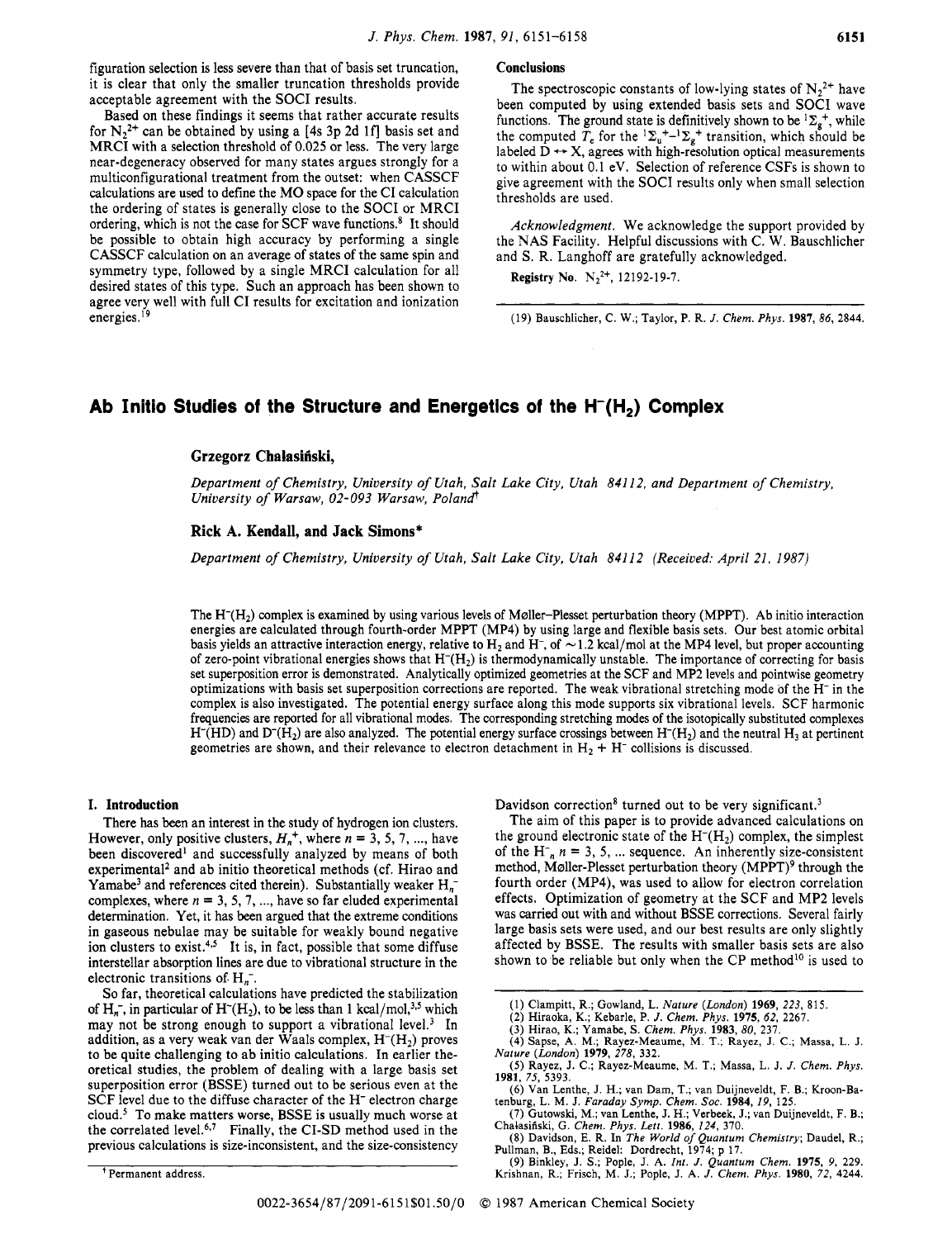figuration selection is less severe than that of basis set truncation, it is clear that only the smaller truncation thresholds provide acceptable agreement with the SOCI results.

Based on these findings it seems that rather accurate results for $N_2^{2+}$ can be obtained by using a [4s 3p 2d 1f] basis set and MRCI with a selection threshold of 0.025 or less. The very large near-degeneracy observed for many states argues strongly for a multiconfigurational treatment from the outset: when CASSCF calculations are used to define the MO space for the CI calculation the ordering of states is generally close to the SOCI or MRCI ordering, which is not the case for SCF wave functions.[8] It should be possible to obtain high accuracy by performing a single CASSCF calculation on an average of states of the same spin and symmetry type, followed by a single MRCI calculation for all desired states of this type. Such an approach has been shown to agree very well with full CI results for excitation and ionization energies.[19]

## Conclusions

The spectroscopic constants of low-lying states of $N_2^{2+}$ have been computed by using extended basis sets and SOCI wave functions. The ground state is definitively shown to be $^1\Sigma_g^+$, while the computed $T_e$ for the $^1\Sigma_u^+ - ^1\Sigma_g^+$ transition, which should be labeled D $\leftrightarrow$ X, agrees with high-resolution optical measurements to within about 0.1 eV. Selection of reference CSFs is shown to give agreement with the SOCI results only when small selection thresholds are used.

*Acknowledgment.* We acknowledge the support provided by the NAS Facility. Helpful discussions with C. W. Bauschlicher and S. R. Langhoff are gratefully acknowledged.

**Registry No.** $N_2^{2+}$, 12192-19-7.

(19) Bauschlicher, C. W.; Taylor, P. R. *J. Chem. Phys.* **1987**, *86*, 2844.

# Ab Initio Studies of the Structure and Energetics of the $H^-(H_2)$ Complex

**Grzegorz Chałasiński,**

*Department of Chemistry, University of Utah, Salt Lake City, Utah 84112, and Department of Chemistry, University of Warsaw, 02-093 Warsaw, Poland*[†]

**Rick A. Kendall, and Jack Simons***

*Department of Chemistry, University of Utah, Salt Lake City, Utah 84112 (Received: April 21, 1987)*

The $H^-(H_2)$ complex is examined by using various levels of Møller–Plesset perturbation theory (MPPT). Ab initio interaction energies are calculated through fourth-order MPPT (MP4) by using large and flexible basis sets. Our best atomic orbital basis yields an attractive interaction energy, relative to $H_2$ and $H^-$, of ~1.2 kcal/mol at the MP4 level, but proper accounting of zero-point vibrational energies shows that $H^-(H_2)$ is thermodynamically unstable. The importance of correcting for basis set superposition error is demonstrated. Analytically optimized geometries at the SCF and MP2 levels and pointwise geometry optimizations with basis set superposition corrections are reported. The weak vibrational stretching mode of the $H^-$ in the complex is also investigated. The potential energy surface along this mode supports six vibrational levels. SCF harmonic frequencies are reported for all vibrational modes. The corresponding stretching modes of the isotopically substituted complexes $H^-(HD)$ and $D^-(H_2)$ are also analyzed. The potential energy surface crossings between $H^-(H_2)$ and the neutral $H_3$ at pertinent geometries are shown, and their relevance to electron detachment in $H_2 + H^-$ collisions is discussed.

## I. Introduction

There has been an interest in the study of hydrogen ion clusters. However, only positive clusters, $H_n^+$, where $n = 3, 5, 7, ...$, have been discovered[1] and successfully analyzed by means of both experimental[2] and ab initio theoretical methods (cf. Hirao and Yamabe[3] and references cited therein). Substantially weaker $H_n^-$ complexes, where $n = 3, 5, 7, ...$, have so far eluded experimental determination. Yet, it has been argued that the extreme conditions in gaseous nebulae may be suitable for weakly bound negative ion clusters to exist.[4,5] It is, in fact, possible that some diffuse interstellar absorption lines are due to vibrational structure in the electronic transitions of $H_n^-$.

So far, theoretical calculations have predicted the stabilization of $H_n^-$, in particular of $H^-(H_2)$, to be less than 1 kcal/mol,[3,5] which may not be strong enough to support a vibrational level.[3] In addition, as a very weak van der Waals complex, $H^-(H_2)$ proves to be quite challenging to ab initio calculations. In earlier theoretical studies, the problem of dealing with a large basis set superposition error (BSSE) turned out to be serious even at the SCF level due to the diffuse character of the $H^-$ electron charge cloud.[5] To make matters worse, BSSE is usually much worse at the correlated level.[6,7] Finally, the CI-SD method used in the previous calculations is size-inconsistent, and the size-consistency Davidson correction[8] turned out to be very significant.[3]

The aim of this paper is to provide advanced calculations on the ground electronic state of the $H^-(H_2)$ complex, the simplest of the $H_n^-$, $n = 3, 5, ...$ sequence. An inherently size-consistent method, Møller-Plesset perturbation theory (MPPT)[9] through the fourth order (MP4), was used to allow for electron correlation effects. Optimization of geometry at the SCF and MP2 levels was carried out with and without BSSE corrections. Several fairly large basis sets were used, and our best results are only slightly affected by BSSE. The results with smaller basis sets are also shown to be reliable but only when the CP method[10] is used to

[†] Permanent address.

(1) Clampitt, R.; Gowland, L. *Nature (London)* **1969**, *223*, 815.
(2) Hiraoka, K.; Kebarle, P. *J. Chem. Phys.* **1975**, *62*, 2267.
(3) Hirao, K.; Yamabe, S. *Chem. Phys.* **1983**, *80*, 237.
(4) Sapse, A. M.; Rayez-Meaume, M. T.; Rayez, J. C.; Massa, L. J. *Nature (London)* **1979**, *278*, 332.
(5) Rayez, J. C.; Rayez-Meaume, M. T.; Massa, L. J. *J. Chem. Phys.* **1981**, *75*, 5393.
(6) Van Lenthe, J. H.; van Dam, T.; van Duijneveldt, F. B.; Kroon-Batenburg, L. M. J. *Faraday Symp. Chem. Soc.* **1984**, *19*, 125.
(7) Gutowski, M.; van Lenthe, J. H.; Verbeek, J.; van Duijneveldt, F. B.; Chałasiński, G. *Chem. Phys. Lett.* **1986**, *124*, 370.
(8) Davidson, E. R. In *The World of Quantum Chemistry*; Daudel, R.; Pullman, B., Eds.; Reidel: Dordrecht, 1974; p 17.
(9) Binkley, J. S.; Pople, J. A. *Int. J. Quantum Chem.* **1975**, *9*, 229. Krishnan, R.; Frisch, M. J.; Pople, J. A. *J. Chem. Phys.* **1980**, *72*, 4244.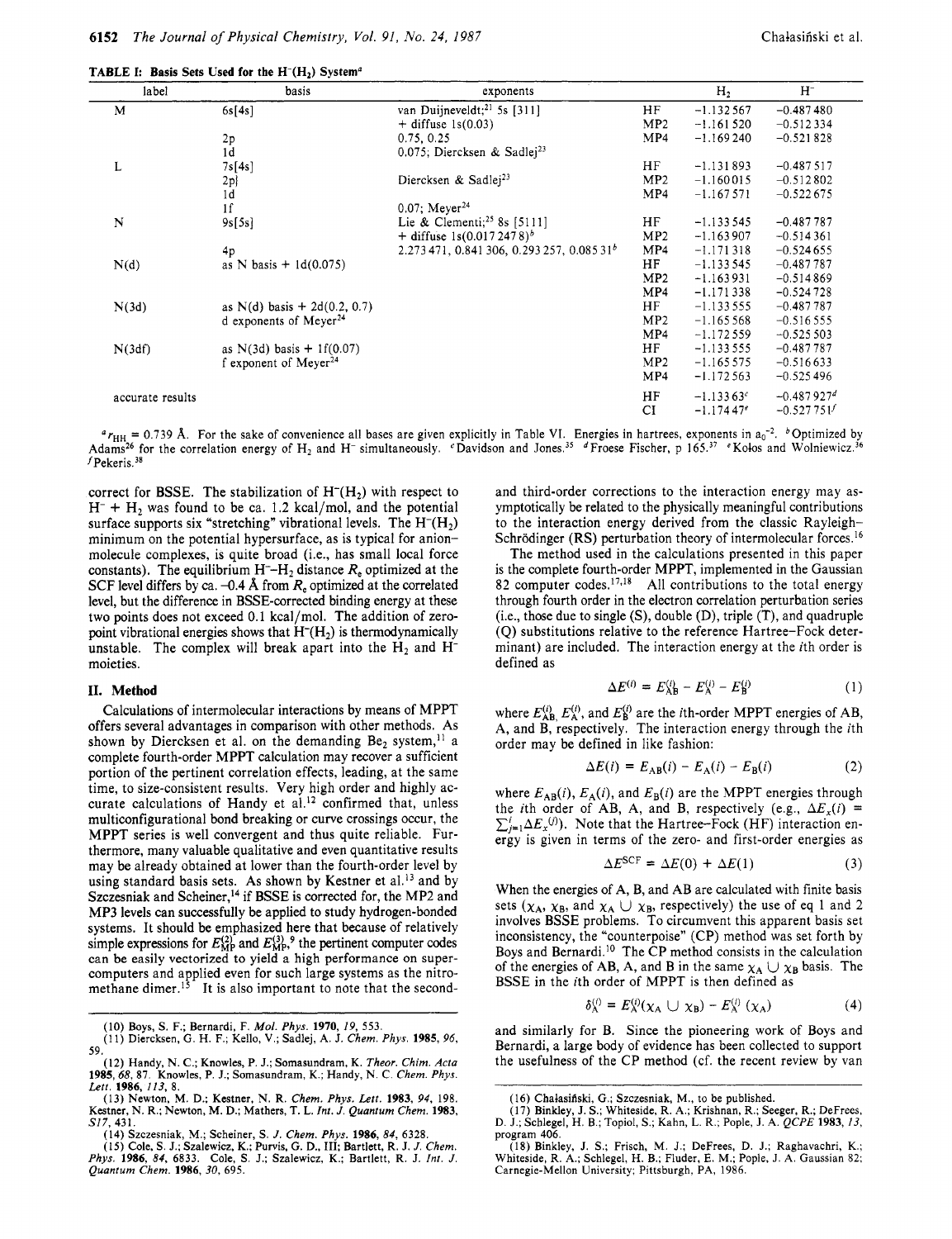**TABLE I: Basis Sets Used for the $H^-(H_2)$ System[a]**

| label | basis | exponents | | $H_2$ | $H^-$ |
|---|---|---|---|---|---|
| M | 6s[4s] | van Duijneveldt;[21] 5s [311] | HF | −1.132 567 | −0.487 480 |
| | | + diffuse 1s(0.03) | MP2 | −1.161 520 | −0.512 334 |
| | 2p | 0.75, 0.25 | MP4 | −1.169 240 | −0.521 828 |
| | 1d | 0.075; Diercksen & Sadlej[23] | | | |
| L | 7s[4s] | | HF | −1.131 893 | −0.487 517 |
| | 2p | Diercksen & Sadlej[23] | MP2 | −1.160 015 | −0.512 802 |
| | 1d | | MP4 | −1.167 571 | −0.522 675 |
| | 1f | 0.07; Meyer[24] | | | |
| N | 9s[5s] | Lie & Clementi;[25] 8s [5111] | HF | −1.133 545 | −0.487 787 |
| | | + diffuse 1s(0.017 247 8)[b] | MP2 | −1.163 907 | −0.514 361 |
| | 4p | 2.273 471, 0.841 306, 0.293 257, 0.085 31[b] | MP4 | −1.171 318 | −0.524 655 |
| N(d) | as N basis + 1d(0.075) | | HF | −1.133 545 | −0.487 787 |
| | | | MP2 | −1.163 931 | −0.514 869 |
| | | | MP4 | −1.171 338 | −0.524 728 |
| N(3d) | as N(d) basis + 2d(0.2, 0.7) | | HF | −1.133 555 | −0.487 787 |
| | d exponents of Meyer[24] | | MP2 | −1.165 568 | −0.516 555 |
| | | | MP4 | −1.172 559 | −0.525 503 |
| N(3df) | as N(3d) basis + 1f(0.07) | | HF | −1.133 555 | −0.487 787 |
| | f exponent of Meyer[24] | | MP2 | −1.165 575 | −0.516 633 |
| | | | MP4 | −1.172 563 | −0.525 496 |
| accurate results | | | HF | −1.133 63[c] | −0.487 927[d] |
| | | | CI | −1.174 47[e] | −0.527 751[f] |

[a] $r_{HH}$ = 0.739 Å. For the sake of convenience all bases are given explicitly in Table VI. Energies in hartrees, exponents in $a_0^{-2}$. [b] Optimized by Adams[26] for the correlation energy of $H_2$ and $H^-$ simultaneously. [c] Davidson and Jones.[35] [d] Froese Fischer, p 165.[37] [e] Kołos and Wolniewicz.[36] [f] Pekeris.[38]

correct for BSSE. The stabilization of $H^-(H_2)$ with respect to $H^-$ + $H_2$ was found to be ca. 1.2 kcal/mol, and the potential surface supports six "stretching" vibrational levels. The $H^-(H_2)$ minimum on the potential hypersurface, as is typical for anion–molecule complexes, is quite broad (i.e., has small local force constants). The equilibrium $H^-$–$H_2$ distance $R_e$ optimized at the SCF level differs by ca. −0.4 Å from $R_e$ optimized at the correlated level, but the difference in BSSE-corrected binding energy at these two points does not exceed 0.1 kcal/mol. The addition of zero-point vibrational energies shows that $H^-(H_2)$ is thermodynamically unstable. The complex will break apart into the $H_2$ and $H^-$ moieties.

## II. Method

Calculations of intermolecular interactions by means of MPPT offers several advantages in comparison with other methods. As shown by Diercksen et al. on the demanding $Be_2$ system,[11] a complete fourth-order MPPT calculation may recover a sufficient portion of the pertinent correlation effects, leading, at the same time, to size-consistent results. Very high order and highly accurate calculations of Handy et al.[12] confirmed that, unless multiconfigurational bond breaking or curve crossings occur, the MPPT series is well convergent and thus quite reliable. Furthermore, many valuable qualitative and even quantitative results may be already obtained at lower than the fourth-order level by using standard basis sets. As shown by Kestner et al.[13] and by Szczesniak and Scheiner,[14] if BSSE is corrected for, the MP2 and MP3 levels can successfully be applied to study hydrogen-bonded systems. It should be emphasized here that because of relatively simple expressions for $E_{MP}^{(2)}$ and $E_{MP}^{(3)}$,[9] the pertinent computer codes can be easily vectorized to yield a high performance on supercomputers and applied even for such large systems as the nitromethane dimer.[15] It is also important to note that the second- and third-order corrections to the interaction energy may asymptotically be related to the physically meaningful contributions to the interaction energy derived from the classic Rayleigh–Schrödinger (RS) perturbation theory of intermolecular forces.[16]

The method used in the calculations presented in this paper is the complete fourth-order MPPT, implemented in the Gaussian 82 computer codes.[17,18] All contributions to the total energy through fourth order in the electron correlation perturbation series (i.e., those due to single (S), double (D), triple (T), and quadruple (Q) substitutions relative to the reference Hartree–Fock determinant) are included. The interaction energy at the $i$th order is defined as

$$\Delta E^{(i)} = E_{AB}^{(i)} - E_A^{(i)} - E_B^{(i)} \tag{1}$$

where $E_{AB}^{(i)}$, $E_A^{(i)}$, and $E_B^{(i)}$ are the $i$th-order MPPT energies of AB, A, and B, respectively. The interaction energy through the $i$th order may be defined in like fashion:

$$\Delta E(i) = E_{AB}(i) - E_A(i) - E_B(i) \tag{2}$$

where $E_{AB}(i)$, $E_A(i)$, and $E_B(i)$ are the MPPT energies through the $i$th order of AB, A, and B, respectively (e.g., $\Delta E_x(i) = \sum_{j=1}^{i} \Delta E_x^{(j)}$). Note that the Hartree–Fock (HF) interaction energy is given in terms of the zero- and first-order energies as

$$\Delta E^{SCF} = \Delta E(0) + \Delta E(1) \tag{3}$$

When the energies of A, B, and AB are calculated with finite basis sets ($\chi_A$, $\chi_B$, and $\chi_A \cup \chi_B$, respectively) the use of eq 1 and 2 involves BSSE problems. To circumvent this apparent basis set inconsistency, the "counterpoise" (CP) method was set forth by Boys and Bernardi.[10] The CP method consists in the calculation of the energies of AB, A, and B in the same $\chi_A \cup \chi_B$ basis. The BSSE in the $i$th order of MPPT is then defined as

$$\delta_A^{(i)} = E_A^{(i)}(\chi_A \cup \chi_B) - E_A^{(i)}(\chi_A) \tag{4}$$

and similarly for B. Since the pioneering work of Boys and Bernardi, a large body of evidence has been collected to support the usefulness of the CP method (cf. the recent review by van

(10) Boys, S. F.; Bernardi, F. *Mol. Phys.* **1970**, *19*, 553.
(11) Diercksen, G. H. F.; Kello, V.; Sadlej, A. J. *Chem. Phys.* **1985**, *96*, 59.
(12) Handy, N. C.; Knowles, P. J.; Somasundram, K. *Theor. Chim. Acta* **1985**, *68*, 87. Knowles, P. J.; Somasundram, K.; Handy, N. C. *Chem. Phys. Lett.* **1986**, *113*, 8.
(13) Newton, M. D.; Kestner, N. R. *Chem. Phys. Lett.* **1983**, *94*, 198. Kestner, N. R.; Newton, M. D.; Mathers, T. L. *Int. J. Quantum Chem.* **1983**, *S17*, 431.
(14) Szczesniak, M.; Scheiner, S. *J. Chem. Phys.* **1986**, *84*, 6328.
(15) Cole, S. J.; Szalewicz, K.; Purvis, G. D., III; Bartlett, R. J. *J. Chem. Phys.* **1986**, *84*, 6833. Cole, S. J.; Szalewicz, K.; Bartlett, R. J. *Int. J. Quantum Chem.* **1986**, *30*, 695.
(16) Chałasiński, G.; Szczesniak, M., to be published.
(17) Binkley, J. S.; Whiteside, R. A.; Krishnan, R.; Seeger, R.; DeFrees, D. J.; Schlegel, H. B.; Topiol, S.; Kahn, L. R.; Pople, J. A. *QCPE* **1983**, *13*, program 406.
(18) Binkley, J. S.; Frisch, M. J.; DeFrees, D. J.; Raghavachri, K.; Whiteside, R. A.; Schlegel, H. B.; Fluder, E. M.; Pople, J. A. Gaussian 82; Carnegie-Mellon University; Pittsburgh, PA, 1986.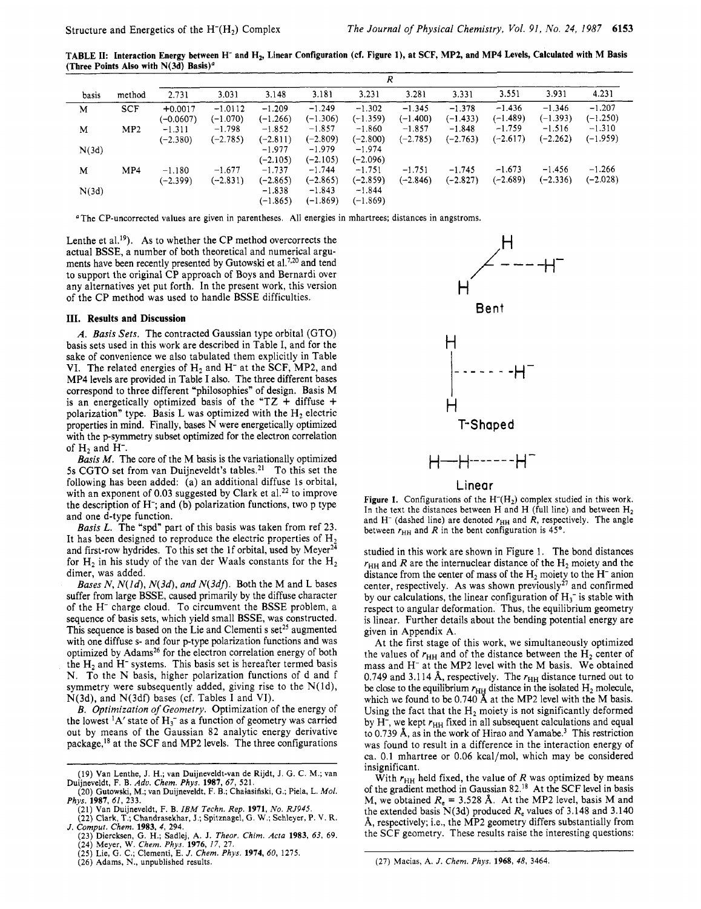TABLE II: Interaction Energy between $H^-$ and $H_2$, Linear Configuration (cf. Figure 1), at SCF, MP2, and MP4 Levels, Calculated with M Basis (Three Points Also with N(3d) Basis)[a]

| basis | method | R = 2.731 | 3.031 | 3.148 | 3.181 | 3.231 | 3.281 | 3.331 | 3.551 | 3.931 | 4.231 |
|---|---|---|---|---|---|---|---|---|---|---|---|
| M | SCF | +0.0017 (−0.0607) | −1.0112 (−1.070) | −1.209 (−1.266) | −1.249 (−1.306) | −1.302 (−1.359) | −1.345 (−1.400) | −1.378 (−1.433) | −1.436 (−1.489) | −1.346 (−1.393) | −1.207 (−1.250) |
| M | MP2 | −1.311 (−2.380) | −1.798 (−2.785) | −1.852 (−2.811) | −1.857 (−2.809) | −1.860 (−2.800) | −1.857 (−2.785) | −1.848 (−2.763) | −1.759 (−2.617) | −1.516 (−2.262) | −1.310 (−1.959) |
| N(3d) | | | | −1.977 (−2.105) | −1.979 (−2.105) | −1.974 (−2.096) | | | | | |
| M | MP4 | −1.180 (−2.399) | −1.677 (−2.831) | −1.737 (−2.865) | −1.744 (−2.865) | −1.751 (−2.859) | −1.751 (−2.846) | −1.745 (−2.827) | −1.673 (−2.689) | −1.456 (−2.336) | −1.266 (−2.028) |
| N(3d) | | | | −1.838 (−1.865) | −1.843 (−1.869) | −1.844 (−1.869) | | | | | |

[a] The CP-uncorrected values are given in parentheses. All energies in mhartrees; distances in angstroms.

Lenthe et al.[19]). As to whether the CP method overcorrects the actual BSSE, a number of both theoretical and numerical arguments have been recently presented by Gutowski et al.[7,20] and tend to support the original CP approach of Boys and Bernardi over any alternatives yet put forth. In the present work, this version of the CP method was used to handle BSSE difficulties.

## III. Results and Discussion

*A. Basis Sets.* The contracted Gaussian type orbital (GTO) basis sets used in this work are described in Table I, and for the sake of convenience we also tabulated them explicitly in Table VI. The related energies of $H_2$ and $H^-$ at the SCF, MP2, and MP4 levels are provided in Table I also. The three different bases correspond to three different "philosophies" of design. Basis M is an energetically optimized basis of the "TZ + diffuse + polarization" type. Basis L was optimized with the $H_2$ electric properties in mind. Finally, bases N were energetically optimized with the p-symmetry subset optimized for the electron correlation of $H_2$ and $H^-$.

*Basis M.* The core of the M basis is the variationally optimized 5s CGTO set from van Duijneveldt's tables.[21] To this set the following has been added: (a) an additional diffuse 1s orbital, with an exponent of 0.03 suggested by Clark et al.[22] to improve the description of $H^-$; and (b) polarization functions, two p type and one d-type function.

*Basis L.* The "spd" part of this basis was taken from ref 23. It has been designed to reproduce the electric properties of $H_2$ and first-row hydrides. To this set the 1f orbital, used by Meyer[24] for $H_2$ in his study of the van der Waals constants for the $H_2$ dimer, was added.

*Bases N, N(1d), N(3d), and N(3df).* Both the M and L bases suffer from large BSSE, caused primarily by the diffuse character of the $H^-$ charge cloud. To circumvent the BSSE problem, a sequence of basis sets, which yield small BSSE, was constructed. This sequence is based on the Lie and Clementi s set[25] augmented with one diffuse s- and four p-type polarization functions and was optimized by Adams[26] for the electron correlation energy of both the $H_2$ and $H^-$ systems. This basis set is hereafter termed basis N. To the N basis, higher polarization functions of d and f symmetry were subsequently added, giving rise to the N(1d), N(3d), and N(3df) bases (cf. Tables I and VI).

*B. Optimization of Geometry.* Optimization of the energy of the lowest $^1A'$ state of $H_3^-$ as a function of geometry was carried out by means of the Gaussian 82 analytic energy derivative package,[18] at the SCF and MP2 levels. The three configurations studied in this work are shown in Figure 1. The bond distances $r_{HH}$ and $R$ are the internuclear distance of the $H_2$ moiety and the distance from the center of mass of the $H_2$ moiety to the $H^-$ anion center, respectively. As was shown previously[27] and confirmed by our calculations, the linear configuration of $H_3^-$ is stable with respect to angular deformation. Thus, the equilibrium geometry is linear. Further details about the bending potential energy are given in Appendix A.

Bent

T-Shaped

Linear

**Figure 1.** Configurations of the $H^-(H_2)$ complex studied in this work. In the text the distances between H and H (full line) and between $H_2$ and $H^-$ (dashed line) are denoted $r_{HH}$ and $R$, respectively. The angle between $r_{HH}$ and $R$ in the bent configuration is 45°.

At the first stage of this work, we simultaneously optimized the values of $r_{HH}$ and of the distance between the $H_2$ center of mass and $H^-$ at the MP2 level with the M basis. We obtained 0.749 and 3.114 Å, respectively. The $r_{HH}$ distance turned out to be close to the equilibrium $r_{HH}$ distance in the isolated $H_2$ molecule, which we found to be 0.740 Å at the MP2 level with the M basis. Using the fact that the $H_2$ moiety is not significantly deformed by $H^-$, we kept $r_{HH}$ fixed in all subsequent calculations and equal to 0.739 Å, as in the work of Hirao and Yamabe.[3] This restriction was found to result in a difference in the interaction energy of ca. 0.1 mhartree or 0.06 kcal/mol, which may be considered insignificant.

With $r_{HH}$ held fixed, the value of $R$ was optimized by means of the gradient method in Gaussian 82.[18] At the SCF level in basis M, we obtained $R_e$ = 3.528 Å. At the MP2 level, basis M and the extended basis N(3d) produced $R_e$ values of 3.148 and 3.140 Å, respectively; i.e., the MP2 geometry differs substantially from the SCF geometry. These results raise the interesting questions:

(19) Van Lenthe, J. H.; van Duijneveldt-van de Rijdt, J. G. C. M.; van Duijneveldt, F. B. *Adv. Chem. Phys.* **1987**, *67*, 521.
(20) Gutowski, M.; van Duijneveldt, F. B.; Chałasiński, G.; Piela, L. *Mol. Phys.* **1987**, *61*, 233.
(21) Van Duijneveldt, F. B. *IBM Techn. Rep.* **1971**, *No. RJ945*.
(22) Clark, T.; Chandrasekhar, J.; Spitznagel, G. W.; Schleyer, P. V. R. *J. Comput. Chem.* **1983**, *4*, 294.
(23) Diercksen, G. H.; Sadlej, A. J. *Theor. Chim. Acta* **1983**, *63*, 69.
(24) Meyer, W. *Chem. Phys.* **1976**, *17*, 27.
(25) Lie, G. C.; Clementi, E. *J. Chem. Phys.* **1974**, *60*, 1275.
(26) Adams, N., unpublished results.
(27) Macias, A. *J. Chem. Phys.* **1968**, *48*, 3464.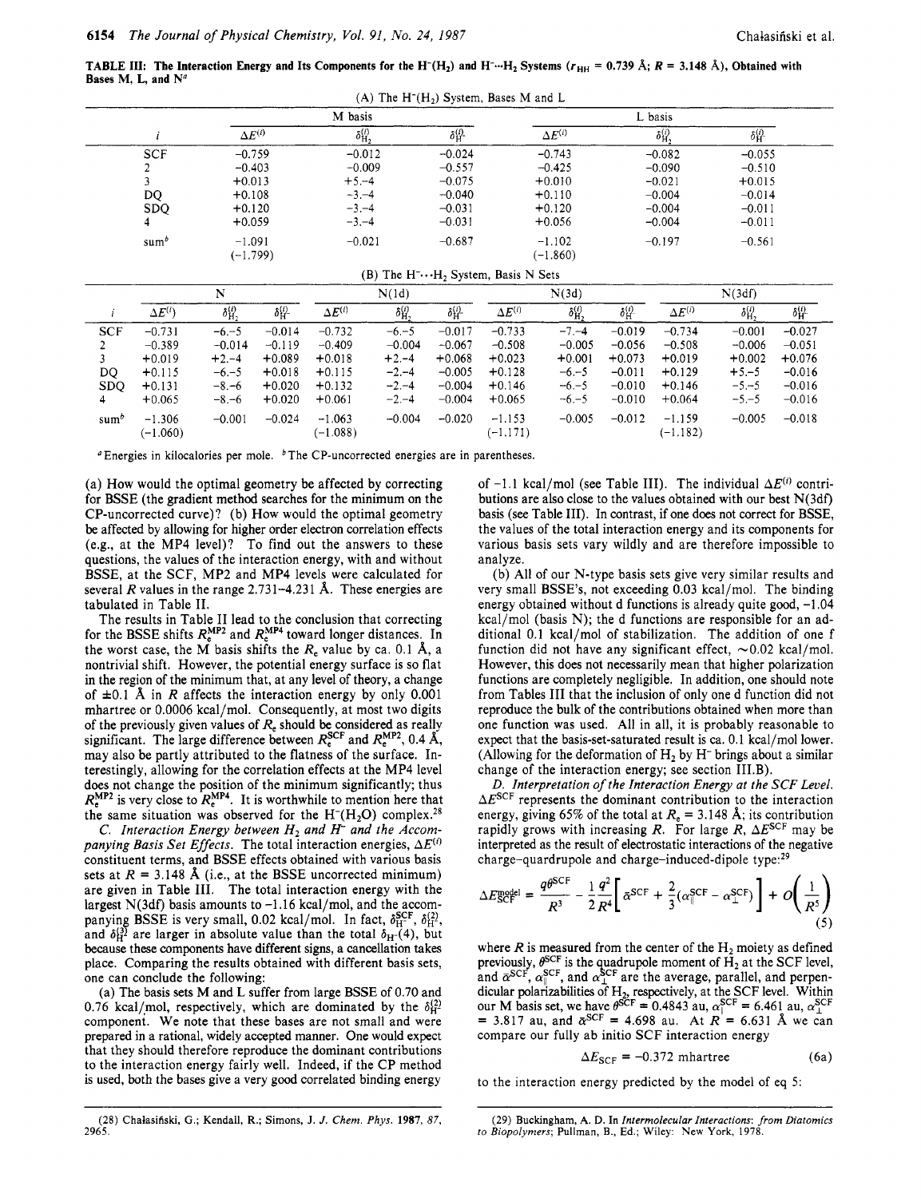**TABLE III: The Interaction Energy and Its Components for the $H^-(H_2)$ and $H^-\cdots H_2$ Systems ($r_{HH}$ = 0.739 Å; $R$ = 3.148 Å), Obtained with Bases M, L, and N**[a]

(A) The $H^-(H_2)$ System, Bases M and L

| | M basis | | | L basis | | |
|---|---|---|---|---|---|---|
| $i$ | $\Delta E^{(i)}$ | $\delta^{(i)}_{H_2}$ | $\delta^{(i)}_{H^-}$ | $\Delta E^{(i)}$ | $\delta^{(i)}_{H_2}$ | $\delta^{(i)}_{H^-}$ |
| SCF | −0.759 | −0.012 | −0.024 | −0.743 | −0.082 | −0.055 |
| 2 | −0.403 | −0.009 | −0.557 | −0.425 | −0.090 | −0.510 |
| 3 | +0.013 | +5.–4 | −0.075 | +0.010 | −0.021 | +0.015 |
| DQ | +0.108 | −3.–4 | −0.040 | +0.110 | −0.004 | −0.014 |
| SDQ | +0.120 | −3.–4 | −0.031 | +0.120 | −0.004 | −0.011 |
| 4 | +0.059 | −3.–4 | −0.031 | +0.056 | −0.004 | −0.011 |
| sum[b] | −1.091 (−1.799) | −0.021 | −0.687 | −1.102 (−1.860) | −0.197 | −0.561 |

(B) The $H^-\cdots H_2$ System, Basis N Sets

| | N | | | N(1d) | | | N(3d) | | | N(3df) | | |
|---|---|---|---|---|---|---|---|---|---|---|---|---|
| $i$ | $\Delta E^{(i)}$ | $\delta^{(i)}_{H_2}$ | $\delta^{(i)}_{H^-}$ | $\Delta E^{(i)}$ | $\delta^{(i)}_{H_2}$ | $\delta^{(i)}_{H^-}$ | $\Delta E^{(i)}$ | $\delta^{(i)}_{H_2}$ | $\delta^{(i)}_{H^-}$ | $\Delta E^{(i)}$ | $\delta^{(i)}_{H_2}$ | $\delta^{(i)}_{H^-}$ |
| SCF | −0.731 | −6.–5 | −0.014 | −0.732 | −6.–5 | −0.017 | −0.733 | −7.–4 | −0.019 | −0.734 | −0.001 | −0.027 |
| 2 | −0.389 | −0.014 | −0.119 | −0.409 | −0.004 | −0.067 | −0.508 | −0.005 | −0.056 | −0.508 | −0.006 | −0.051 |
| 3 | +0.019 | +2.–4 | +0.089 | +0.018 | +2.–4 | +0.068 | +0.023 | +0.001 | +0.073 | +0.019 | +0.002 | +0.076 |
| DQ | +0.115 | −6.–5 | +0.018 | +0.115 | −2.–4 | −0.005 | +0.128 | −6.–5 | −0.011 | +0.129 | +5.–5 | −0.016 |
| SDQ | +0.131 | −8.–6 | +0.020 | +0.132 | −2.–4 | −0.004 | +0.146 | −6.–5 | −0.010 | +0.146 | −5.–5 | −0.016 |
| 4 | +0.065 | −8.–6 | +0.020 | +0.061 | −2.–4 | −0.004 | +0.065 | −6.–5 | −0.010 | +0.064 | −5.–5 | −0.016 |
| sum[b] | −1.306 (−1.060) | −0.001 | −0.024 | −1.063 (−1.088) | −0.004 | −0.020 | −1.153 (−1.171) | −0.005 | −0.012 | −1.159 (−1.182) | −0.005 | −0.018 |

[a] Energies in kilocalories per mole. [b] The CP-uncorrected energies are in parentheses.

(a) How would the optimal geometry be affected by correcting for BSSE (the gradient method searches for the minimum on the CP-uncorrected curve)? (b) How would the optimal geometry be affected by allowing for higher order electron correlation effects (e.g., at the MP4 level)? To find out the answers to these questions, the values of the interaction energy, with and without BSSE, at the SCF, MP2 and MP4 levels were calculated for several $R$ values in the range 2.731–4.231 Å. These energies are tabulated in Table II.

The results in Table II lead to the conclusion that correcting for the BSSE shifts $R_e^{MP2}$ and $R_e^{MP4}$ toward longer distances. In the worst case, the M basis shifts the $R_e$ value by ca. 0.1 Å, a nontrivial shift. However, the potential energy surface is so flat in the region of the minimum that, at any level of theory, a change of ±0.1 Å in $R$ affects the interaction energy by only 0.001 mhartree or 0.0006 kcal/mol. Consequently, at most two digits of the previously given values of $R_e$ should be considered as really significant. The large difference between $R_e^{SCF}$ and $R_e^{MP2}$, 0.4 Å, may also be partly attributed to the flatness of the surface. Interestingly, allowing for the correlation effects at the MP4 level does not change the position of the minimum significantly; thus $R_e^{MP2}$ is very close to $R_e^{MP4}$. It is worthwhile to mention here that the same situation was observed for the $H^-(H_2O)$ complex.[28]

*C. Interaction Energy between $H_2$ and $H^-$ and the Accompanying Basis Set Effects.* The total interaction energies, $\Delta E^{(i)}$ constituent terms, and BSSE effects obtained with various basis sets at $R$ = 3.148 Å (i.e., at the BSSE uncorrected minimum) are given in Table III. The total interaction energy with the largest N(3df) basis amounts to −1.16 kcal/mol, and the accompanying BSSE is very small, 0.02 kcal/mol. In fact, $\delta_{H^-}^{SCF}$, $\delta_{H^-}^{(2)}$, and $\delta_{H^-}^{(3)}$ are larger in absolute value than the total $\delta_{H^-}(4)$, but because these components have different signs, a cancellation takes place. Comparing the results obtained with different basis sets, one can conclude the following:

(a) The basis sets M and L suffer from large BSSE of 0.70 and 0.76 kcal/mol, respectively, which are dominated by the $\delta_{H^-}^{(2)}$ component. We note that these bases are not small and were prepared in a rational, widely accepted manner. One would expect that they should therefore reproduce the dominant contributions to the interaction energy fairly well. Indeed, if the CP method is used, both the bases give a very good correlated binding energy of −1.1 kcal/mol (see Table III). The individual $\Delta E^{(i)}$ contributions are also close to the values obtained with our best N(3df) basis (see Table III). In contrast, if one does not correct for BSSE, the values of the total interaction energy and its components for various basis sets vary wildly and are therefore impossible to analyze.

(b) All of our N-type basis sets give very similar results and very small BSSE's, not exceeding 0.03 kcal/mol. The binding energy obtained without d functions is already quite good, −1.04 kcal/mol (basis N); the d functions are responsible for an additional 0.1 kcal/mol of stabilization. The addition of one f function did not have any significant effect, ~0.02 kcal/mol. However, this does not necessarily mean that higher polarization functions are completely negligible. In addition, one should note from Tables III that the inclusion of only one d function did not reproduce the bulk of the contributions obtained when more than one function was used. All in all, it is probably reasonable to expect that the basis-set-saturated result is ca. 0.1 kcal/mol lower. (Allowing for the deformation of $H_2$ by $H^-$ brings about a similar change of the interaction energy; see section III.B).

*D. Interpretation of the Interaction Energy at the SCF Level.* $\Delta E^{SCF}$ represents the dominant contribution to the interaction energy, giving 65% of the total at $R_e$ = 3.148 Å; its contribution rapidly grows with increasing $R$. For large $R$, $\Delta E^{SCF}$ may be interpreted as the result of electrostatic interactions of the negative charge–quardrupole and charge–induced-dipole type:[29]

$$\Delta E_{SCF}^{model} = \frac{q\theta^{SCF}}{R^3} - \frac{1}{2}\frac{q^2}{R^4}\left[\bar{\alpha}^{SCF} + \frac{2}{3}(\alpha_{\parallel}^{SCF} - \alpha_{\perp}^{SCF})\right] + O\left(\frac{1}{R^5}\right) \quad (5)$$

where $R$ is measured from the center of the $H_2$ moiety as defined previously, $\theta^{SCF}$ is the quadrupole moment of $H_2$ at the SCF level, and $\bar{\alpha}^{SCF}$, $\alpha_{\parallel}^{SCF}$, and $\alpha_{\perp}^{SCF}$ are the average, parallel, and perpendicular polarizabilities of $H_2$, respectively, at the SCF level. Within our M basis set, we have $\theta^{SCF}$ = 0.4843 au, $\alpha_{\parallel}^{SCF}$ = 6.461 au, $\alpha_{\perp}^{SCF}$ = 3.817 au, and $\bar{\alpha}^{SCF}$ = 4.698 au. At $R$ = 6.631 Å we can compare our fully ab initio SCF interaction energy

$$\Delta E_{SCF} = -0.372 \text{ mhartree} \quad (6a)$$

to the interaction energy predicted by the model of eq 5:

(28) Chałasiński, G.; Kendall, R.; Simons, J. *J. Chem. Phys.* **1987**, *87*, 2965.

(29) Buckingham, A. D. In *Intermolecular Interactions: from Diatomics to Biopolymers*; Pullman, B., Ed.; Wiley: New York, 1978.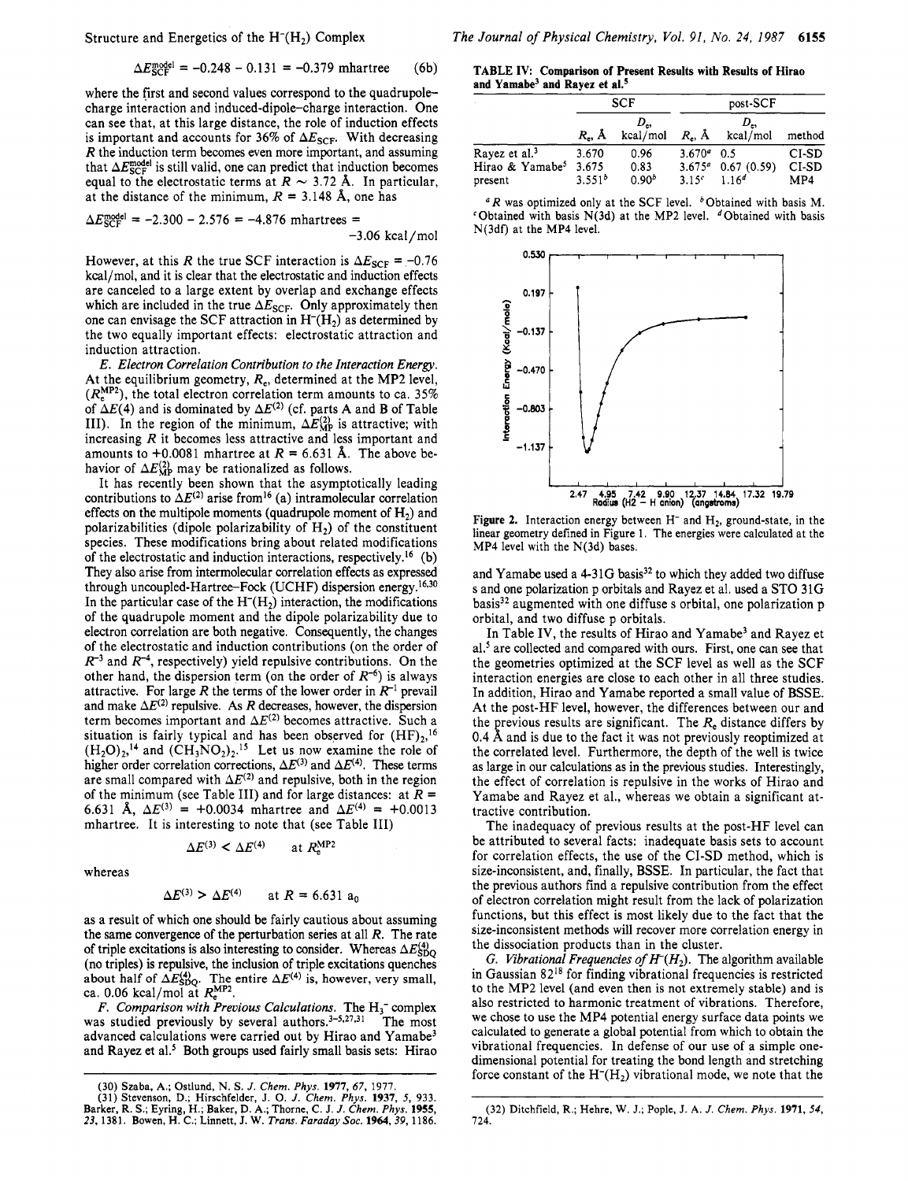$$\Delta E_{SCF}^{model} = -0.248 - 0.131 = -0.379 \text{ mhartree} \quad (6b)$$

where the first and second values correspond to the quadrupole-charge interaction and induced-dipole–charge interaction. One can see that, at this large distance, the role of induction effects is important and accounts for 36% of $\Delta E_{SCF}$. With decreasing $R$ the induction term becomes even more important, and assuming that $\Delta E_{SCF}^{model}$ is still valid, one can predict that induction becomes equal to the electrostatic terms at $R \sim 3.72$ Å. In particular, at the distance of the minimum, $R = 3.148$ Å, one has

$$\Delta E_{SCF}^{model} = -2.300 - 2.576 = -4.876 \text{ mhartrees} = -3.06 \text{ kcal/mol}$$

However, at this $R$ the true SCF interaction is $\Delta E_{SCF} = -0.76$ kcal/mol, and it is clear that the electrostatic and induction effects are canceled to a large extent by overlap and exchange effects which are included in the true $\Delta E_{SCF}$. Only approximately then one can envisage the SCF attraction in $H^-(H_2)$ as determined by the two equally important effects: electrostatic attraction and induction attraction.

*E. Electron Correlation Contribution to the Interaction Energy.* At the equilibrium geometry, $R_e$, determined at the MP2 level, ($R_e^{MP2}$), the total electron correlation term amounts to ca. 35% of $\Delta E(4)$ and is dominated by $\Delta E^{(2)}$ (cf. parts A and B of Table III). In the region of the minimum, $\Delta E_{MP}^{(2)}$ is attractive; with increasing $R$ it becomes less attractive and less important and amounts to +0.0081 mhartree at $R = 6.631$ Å. The above behavior of $\Delta E_{MP}^{(2)}$ may be rationalized as follows.

It has recently been shown that the asymptotically leading contributions to $\Delta E^{(2)}$ arise from[16] (a) intramolecular correlation effects on the multipole moments (quadrupole moment of $H_2$) and polarizabilities (dipole polarizability of $H_2$) of the constituent species. These modifications bring about related modifications of the electrostatic and induction interactions, respectively.[16] (b) They also arise from intermolecular correlation effects as expressed through uncoupled-Hartree–Fock (UCHF) dispersion energy.[16,30] In the particular case of the $H^-(H_2)$ interaction, the modifications of the quadrupole moment and the dipole polarizability due to electron correlation are both negative. Consequently, the changes of the electrostatic and induction contributions (on the order of $R^{-3}$ and $R^{-4}$, respectively) yield repulsive contributions. On the other hand, the dispersion term (on the order of $R^{-6}$) is always attractive. For large $R$ the terms of the lower order in $R^{-1}$ prevail and make $\Delta E^{(2)}$ repulsive. As $R$ decreases, however, the dispersion term becomes important and $\Delta E^{(2)}$ becomes attractive. Such a situation is fairly typical and has been observed for $(HF)_2$,[16] $(H_2O)_2$,[14] and $(CH_3NO_2)_2$.[15] Let us now examine the role of higher order correlation corrections, $\Delta E^{(3)}$ and $\Delta E^{(4)}$. These terms are small compared with $\Delta E^{(2)}$ and repulsive, both in the region of the minimum (see Table III) and for large distances: at $R = 6.631$ Å, $\Delta E^{(3)} = +0.0034$ mhartree and $\Delta E^{(4)} = +0.0013$ mhartree. It is interesting to note that (see Table III)

$$\Delta E^{(3)} < \Delta E^{(4)} \quad \text{at } R_e^{MP2}$$

whereas

$$\Delta E^{(3)} > \Delta E^{(4)} \quad \text{at } R = 6.631 \text{ a}_0$$

as a result of which one should be fairly cautious about assuming the same convergence of the perturbation series at all $R$. The rate of triple excitations is also interesting to consider. Whereas $\Delta E_{SDQ}^{(4)}$ (no triples) is repulsive, the inclusion of triple excitations quenches about half of $\Delta E_{SDQ}^{(4)}$. The entire $\Delta E^{(4)}$ is, however, very small, ca. 0.06 kcal/mol at $R_e^{MP2}$.

*F. Comparison with Previous Calculations.* The $H_3^-$ complex was studied previously by several authors.[3-5,27,31] The most advanced calculations were carried out by Hirao and Yamabe[3] and Rayez et al.[5] Both groups used fairly small basis sets: Hirao and Yamabe used a 4-31G basis[32] to which they added two diffuse s and one polarization p orbitals and Rayez et al. used a STO 31G basis[32] augmented with one diffuse s orbital, one polarization p orbital, and two diffuse p orbitals.

**TABLE IV: Comparison of Present Results with Results of Hirao and Yamabe[3] and Rayez et al.[5]**

| | SCF | | post-SCF | | |
|---|---|---|---|---|---|
| | $R_e$, Å | $D_e$, kcal/mol | $R_e$, Å | $D_e$, kcal/mol | method |
| Rayez et al.[3] | 3.670 | 0.96 | 3.670[a] | 0.5 | CI-SD |
| Hirao & Yamabe[5] | 3.675 | 0.83 | 3.675[a] | 0.67 (0.59) | CI-SD |
| present | 3.551[b] | 0.90[b] | 3.15[c] | 1.16[d] | MP4 |

[a] $R$ was optimized only at the SCF level. [b] Obtained with basis M. [c] Obtained with basis N(3d) at the MP2 level. [d] Obtained with basis N(3df) at the MP4 level.

Figure 2. Interaction energy between $H^-$ and $H_2$, ground-state, in the linear geometry defined in Figure 1. The energies were calculated at the MP4 level with the N(3d) bases.

In Table IV, the results of Hirao and Yamabe[3] and Rayez et al.[5] are collected and compared with ours. First, one can see that the geometries optimized at the SCF level as well as the SCF interaction energies are close to each other in all three studies. In addition, Hirao and Yamabe reported a small value of BSSE. At the post-HF level, however, the differences between our and the previous results are significant. The $R_e$ distance differs by 0.4 Å and is due to the fact it was not previously reoptimized at the correlated level. Furthermore, the depth of the well is twice as large in our calculations as in the previous studies. Interestingly, the effect of correlation is repulsive in the works of Hirao and Yamabe and Rayez et al., whereas we obtain a significant attractive contribution.

The inadequacy of previous results at the post-HF level can be attributed to several facts: inadequate basis sets to account for correlation effects, the use of the CI-SD method, which is size-inconsistent, and, finally, BSSE. In particular, the fact that the previous authors find a repulsive contribution from the effect of electron correlation might result from the lack of polarization functions, but this effect is most likely due to the fact that the size-inconsistent methods will recover more correlation energy in the dissociation products than in the cluster.

*G. Vibrational Frequencies of $H^-(H_2)$.* The algorithm available in Gaussian 82[18] for finding vibrational frequencies is restricted to the MP2 level (and even then is not extremely stable) and is also restricted to harmonic treatment of vibrations. Therefore, we chose to use the MP4 potential energy surface data points we calculated to generate a global potential from which to obtain the vibrational frequencies. In defense of our use of a simple one-dimensional potential for treating the bond length and stretching force constant of the $H^-(H_2)$ vibrational mode, we note that the

(30) Szaba, A.; Ostlund, N. S. *J. Chem. Phys.* **1977**, *67*, 1977.

(31) Stevenson, D.; Hirschfelder, J. O. *J. Chem. Phys.* **1937**, *5*, 933. Barker, R. S.; Eyring, H.; Baker, D. A.; Thorne, C. J. *J. Chem. Phys.* **1955**, *23*, 1381. Bowen, H. C.; Linnett, J. W. *Trans. Faraday Soc.* **1964**, *39*, 1186.

(32) Ditchfield, R.; Hehre, W. J.; Pople, J. A. *J. Chem. Phys.* **1971**, *54*, 724.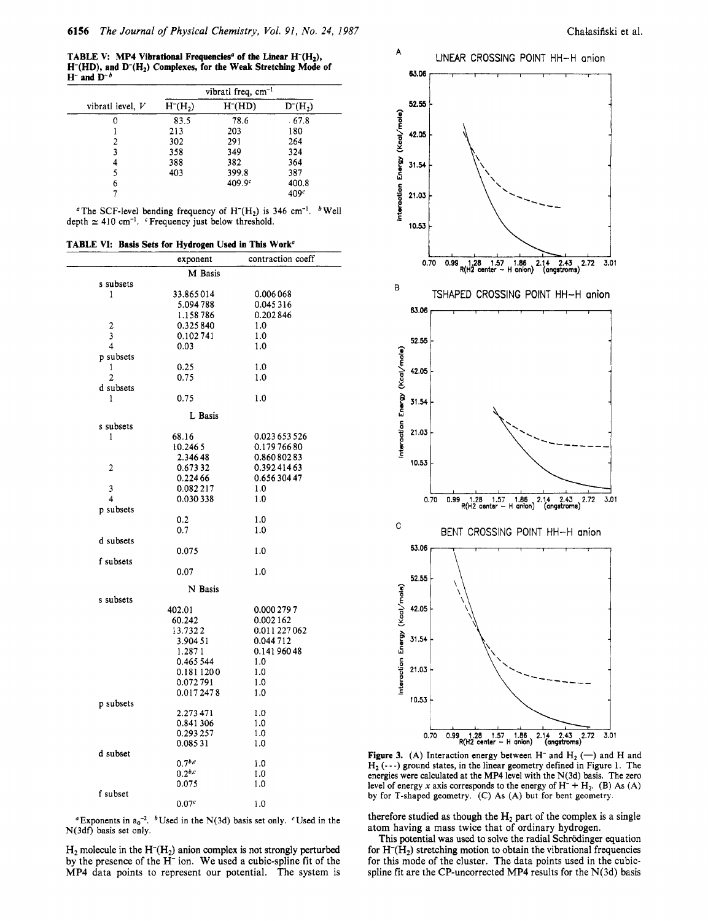**TABLE V: MP4 Vibrational Frequencies[a] of the Linear $H^-(H_2)$, $H^-(HD)$, and $D^-(H_2)$ Complexes, for the Weak Stretching Mode of $H^-$ and $D^-$[b]**

| vibratl level, $V$ | vibratl freq, $cm^{-1}$ | | |
|---|---|---|---|
| | $H^-(H_2)$ | $H^-(HD)$ | $D^-(H_2)$ |
| 0 | 83.5 | 78.6 | 67.8 |
| 1 | 213 | 203 | 180 |
| 2 | 302 | 291 | 264 |
| 3 | 358 | 349 | 324 |
| 4 | 388 | 382 | 364 |
| 5 | 403 | 399.8 | 387 |
| 6 | | 409.9[c] | 400.8 |
| 7 | | | 409[c] |

[a] The SCF-level bending frequency of $H^-(H_2)$ is 346 $cm^{-1}$. [b] Well depth ≅ 410 $cm^{-1}$. [c] Frequency just below threshold.

**TABLE VI: Basis Sets for Hydrogen Used in This Work[a]**

| | exponent | contraction coeff |
|---|---|---|
| | **M Basis** | |
| s subsets | | |
| 1 | 33.865014 | 0.006068 |
| | 5.094788 | 0.045316 |
| | 1.158786 | 0.202846 |
| 2 | 0.325840 | 1.0 |
| 3 | 0.102741 | 1.0 |
| 4 | 0.03 | 1.0 |
| p subsets | | |
| 1 | 0.25 | 1.0 |
| 2 | 0.75 | 1.0 |
| d subsets | | |
| 1 | 0.75 | 1.0 |
| | **L Basis** | |
| s subsets | | |
| 1 | 68.16 | 0.023653526 |
| | 10.2465 | 0.17976680 |
| | 2.34648 | 0.86080283 |
| 2 | 0.67332 | 0.39241463 |
| | 0.22466 | 0.65630447 |
| 3 | 0.082217 | 1.0 |
| 4 | 0.030338 | 1.0 |
| p subsets | | |
| | 0.2 | 1.0 |
| | 0.7 | 1.0 |
| d subsets | | |
| | 0.075 | 1.0 |
| f subsets | | |
| | 0.07 | 1.0 |
| | **N Basis** | |
| s subsets | | |
| | 402.01 | 0.0002797 |
| | 60.242 | 0.002162 |
| | 13.7322 | 0.011227062 |
| | 3.90451 | 0.044712 |
| | 1.2871 | 0.14196048 |
| | 0.465544 | 1.0 |
| | 0.1811200 | 1.0 |
| | 0.072791 | 1.0 |
| | 0.0172478 | 1.0 |
| p subsets | | |
| | 2.273471 | 1.0 |
| | 0.841306 | 1.0 |
| | 0.293257 | 1.0 |
| | 0.08531 | 1.0 |
| d subset | | |
| | 0.7[b,c] | 1.0 |
| | 0.2[b,c] | 1.0 |
| | 0.075 | 1.0 |
| f subset | | |
| | 0.07[c] | 1.0 |

[a] Exponents in $a_0^{-2}$. [b] Used in the N(3d) basis set only. [c] Used in the N(3df) basis set only.

$H_2$ molecule in the $H^-(H_2)$ anion complex is not strongly perturbed by the presence of the $H^-$ ion. We used a cubic-spline fit of the MP4 data points to represent our potential. The system is therefore studied as though the $H_2$ part of the complex is a single atom having a mass twice that of ordinary hydrogen.

This potential was used to solve the radial Schrödinger equation for $H^-(H_2)$ stretching motion to obtain the vibrational frequencies for this mode of the cluster. The data points used in the cubic-spline fit are the CP-uncorrected MP4 results for the N(3d) basis

**Figure 3.** (A) Interaction energy between $H^-$ and $H_2$ (—) and H and $H_2$ (- - -) ground states, in the linear geometry defined in Figure 1. The energies were calculated at the MP4 level with the N(3d) basis. The zero level of energy $x$ axis corresponds to the energy of $H^- + H_2$. (B) As (A) by for T-shaped geometry. (C) As (A) but for bent geometry.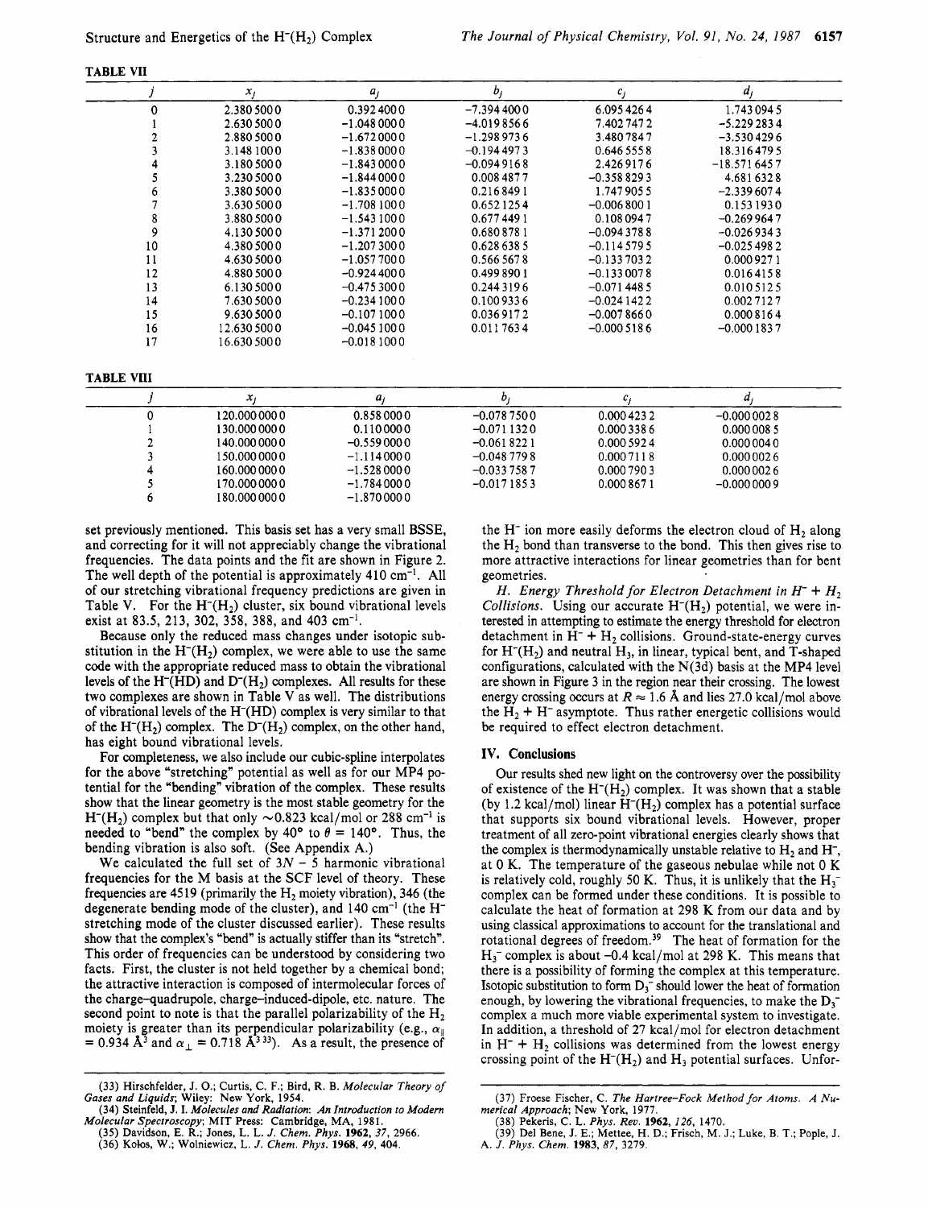**TABLE VII**

| $j$ | $x_j$ | $a_j$ | $b_j$ | $c_j$ | $d_j$ |
|---|---|---|---|---|---|
| 0 | 2.380 500 0 | 0.392 400 0 | −7.394 400 0 | 6.095 426 4 | 1.743 094 5 |
| 1 | 2.630 500 0 | −1.048 000 0 | −4.019 856 6 | 7.402 747 2 | −5.229 283 4 |
| 2 | 2.880 500 0 | −1.672 000 0 | −1.298 973 6 | 3.480 784 7 | −3.530 429 6 |
| 3 | 3.148 100 0 | −1.838 000 0 | −0.194 497 3 | 0.646 555 8 | 18.316 479 5 |
| 4 | 3.180 500 0 | −1.843 000 0 | −0.094 916 8 | 2.426 917 6 | −18.571 645 7 |
| 5 | 3.230 500 0 | −1.844 000 0 | 0.008 487 7 | −0.358 829 3 | 4.681 632 8 |
| 6 | 3.380 500 0 | −1.835 000 0 | 0.216 849 1 | 1.747 905 5 | −2.339 607 4 |
| 7 | 3.630 500 0 | −1.708 100 0 | 0.652 125 4 | −0.006 800 1 | 0.153 193 0 |
| 8 | 3.880 500 0 | −1.543 100 0 | 0.677 449 1 | 0.108 094 7 | −0.269 964 7 |
| 9 | 4.130 500 0 | −1.371 200 0 | 0.680 878 1 | −0.094 378 8 | −0.026 934 3 |
| 10 | 4.380 500 0 | −1.207 300 0 | 0.628 638 5 | −0.114 579 5 | −0.025 498 2 |
| 11 | 4.630 500 0 | −1.057 700 0 | 0.566 567 8 | −0.133 703 2 | 0.000 927 1 |
| 12 | 4.880 500 0 | −0.924 400 0 | 0.499 890 1 | −0.133 007 8 | 0.016 415 8 |
| 13 | 6.130 500 0 | −0.475 300 0 | 0.244 319 6 | −0.071 448 5 | 0.010 512 5 |
| 14 | 7.630 500 0 | −0.234 100 0 | 0.100 933 6 | −0.024 142 2 | 0.002 712 7 |
| 15 | 9.630 500 0 | −0.107 100 0 | 0.036 917 2 | −0.007 866 0 | 0.000 816 4 |
| 16 | 12.630 500 0 | −0.045 100 0 | 0.011 763 4 | −0.000 518 6 | −0.000 183 7 |
| 17 | 16.630 500 0 | −0.018 100 0 | | | |

**TABLE VIII**

| $j$ | $x_j$ | $a_j$ | $b_j$ | $c_j$ | $d_j$ |
|---|---|---|---|---|---|
| 0 | 120.000 000 0 | 0.858 000 0 | −0.078 750 0 | 0.000 423 2 | −0.000 002 8 |
| 1 | 130.000 000 0 | 0.110 000 0 | −0.071 132 0 | 0.000 338 6 | 0.000 008 5 |
| 2 | 140.000 000 0 | −0.559 000 0 | −0.061 822 1 | 0.000 592 4 | 0.000 004 0 |
| 3 | 150.000 000 0 | −1.114 000 0 | −0.048 779 8 | 0.000 711 8 | 0.000 002 6 |
| 4 | 160.000 000 0 | −1.528 000 0 | −0.033 758 7 | 0.000 790 3 | 0.000 002 6 |
| 5 | 170.000 000 0 | −1.784 000 0 | −0.017 185 3 | 0.000 867 1 | −0.000 000 9 |
| 6 | 180.000 000 0 | −1.870 000 0 | | | |

set previously mentioned. This basis set has a very small BSSE, and correcting for it will not appreciably change the vibrational frequencies. The data points and the fit are shown in Figure 2. The well depth of the potential is approximately 410 $cm^{-1}$. All of our stretching vibrational frequency predictions are given in Table V. For the $H^-(H_2)$ cluster, six bound vibrational levels exist at 83.5, 213, 302, 358, 388, and 403 $cm^{-1}$.

Because only the reduced mass changes under isotopic substitution in the $H^-(H_2)$ complex, we were able to use the same code with the appropriate reduced mass to obtain the vibrational levels of the $H^-(HD)$ and $D^-(H_2)$ complexes. All results for these two complexes are shown in Table V as well. The distributions of vibrational levels of the $H^-(HD)$ complex is very similar to that of the $H^-(H_2)$ complex. The $D^-(H_2)$ complex, on the other hand, has eight bound vibrational levels.

For completeness, we also include our cubic-spline interpolates for the above "stretching" potential as well as for our MP4 potential for the "bending" vibration of the complex. These results show that the linear geometry is the most stable geometry for the $H^-(H_2)$ complex but that only ~0.823 kcal/mol or 288 $cm^{-1}$ is needed to "bend" the complex by 40° to $\theta$ = 140°. Thus, the bending vibration is also soft. (See Appendix A.)

We calculated the full set of $3N - 5$ harmonic vibrational frequencies for the M basis at the SCF level of theory. These frequencies are 4519 (primarily the $H_2$ moiety vibration), 346 (the degenerate bending mode of the cluster), and 140 $cm^{-1}$ (the $H^-$ stretching mode of the cluster discussed earlier). These results show that the complex's "bend" is actually stiffer than its "stretch". This order of frequencies can be understood by considering two facts. First, the cluster is not held together by a chemical bond; the attractive interaction is composed of intermolecular forces of the charge–quadrupole, charge–induced-dipole, etc. nature. The second point to note is that the parallel polarizability of the $H_2$ moiety is greater than its perpendicular polarizability (e.g., $\alpha_\parallel$ = 0.934 $Å^3$ and $\alpha_\perp$ = 0.718 $Å^3$ [33]). As a result, the presence of the $H^-$ ion more easily deforms the electron cloud of $H_2$ along the $H_2$ bond than transverse to the bond. This then gives rise to more attractive interactions for linear geometries than for bent geometries.

*H. Energy Threshold for Electron Detachment in $H^- + H_2$ Collisions.* Using our accurate $H^-(H_2)$ potential, we were interested in attempting to estimate the energy threshold for electron detachment in $H^- + H_2$ collisions. Ground-state-energy curves for $H^-(H_2)$ and neutral $H_3$, in linear, typical bent, and T-shaped configurations, calculated with the N(3d) basis at the MP4 level are shown in Figure 3 in the region near their crossing. The lowest energy crossing occurs at $R \approx 1.6$ Å and lies 27.0 kcal/mol above the $H_2 + H^-$ asymptote. Thus rather energetic collisions would be required to effect electron detachment.

## IV. Conclusions

Our results shed new light on the controversy over the possibility of existence of the $H^-(H_2)$ complex. It was shown that a stable (by 1.2 kcal/mol) linear $H^-(H_2)$ complex has a potential surface that supports six bound vibrational levels. However, proper treatment of all zero-point vibrational energies clearly shows that the complex is thermodynamically unstable relative to $H_2$ and $H^-$, at 0 K. The temperature of the gaseous nebulae while not 0 K is relatively cold, roughly 50 K. Thus, it is unlikely that the $H_3^-$ complex can be formed under these conditions. It is possible to calculate the heat of formation at 298 K from our data and by using classical approximations to account for the translational and rotational degrees of freedom.[39] The heat of formation for the $H_3^-$ complex is about −0.4 kcal/mol at 298 K. This means that there is a possibility of forming the complex at this temperature. Isotopic substitution to form $D_3^-$ should lower the heat of formation enough, by lowering the vibrational frequencies, to make the $D_3^-$ complex a much more viable experimental system to investigate. In addition, a threshold of 27 kcal/mol for electron detachment in $H^- + H_2$ collisions was determined from the lowest energy crossing point of the $H^-(H_2)$ and $H_3$ potential surfaces. Unfor-

(33) Hirschfelder, J. O.; Curtis, C. F.; Bird, R. B. *Molecular Theory of Gases and Liquids*; Wiley: New York, 1954.
(34) Steinfeld, J. I. *Molecules and Radiation: An Introduction to Modern Molecular Spectroscopy*; MIT Press: Cambridge, MA, 1981.
(35) Davidson, E. R.; Jones, L. L. *J. Chem. Phys.* **1962**, *37*, 2966.
(36) Kołos, W.; Wolniewicz, L. *J. Chem. Phys.* **1968**, *49*, 404.
(37) Froese Fischer, C. *The Hartree-Fock Method for Atoms. A Numerical Approach*; Wiley: New York, 1977.
(38) Pekeris, C. L. *Phys. Rev.* **1962**, *126*, 1470.
(39) Del Bene, J. E.; Mettee, H. D.; Frisch, M. J.; Luke, B. T.; Pople, J. A. *J. Phys. Chem.* **1983**, *87*, 3279.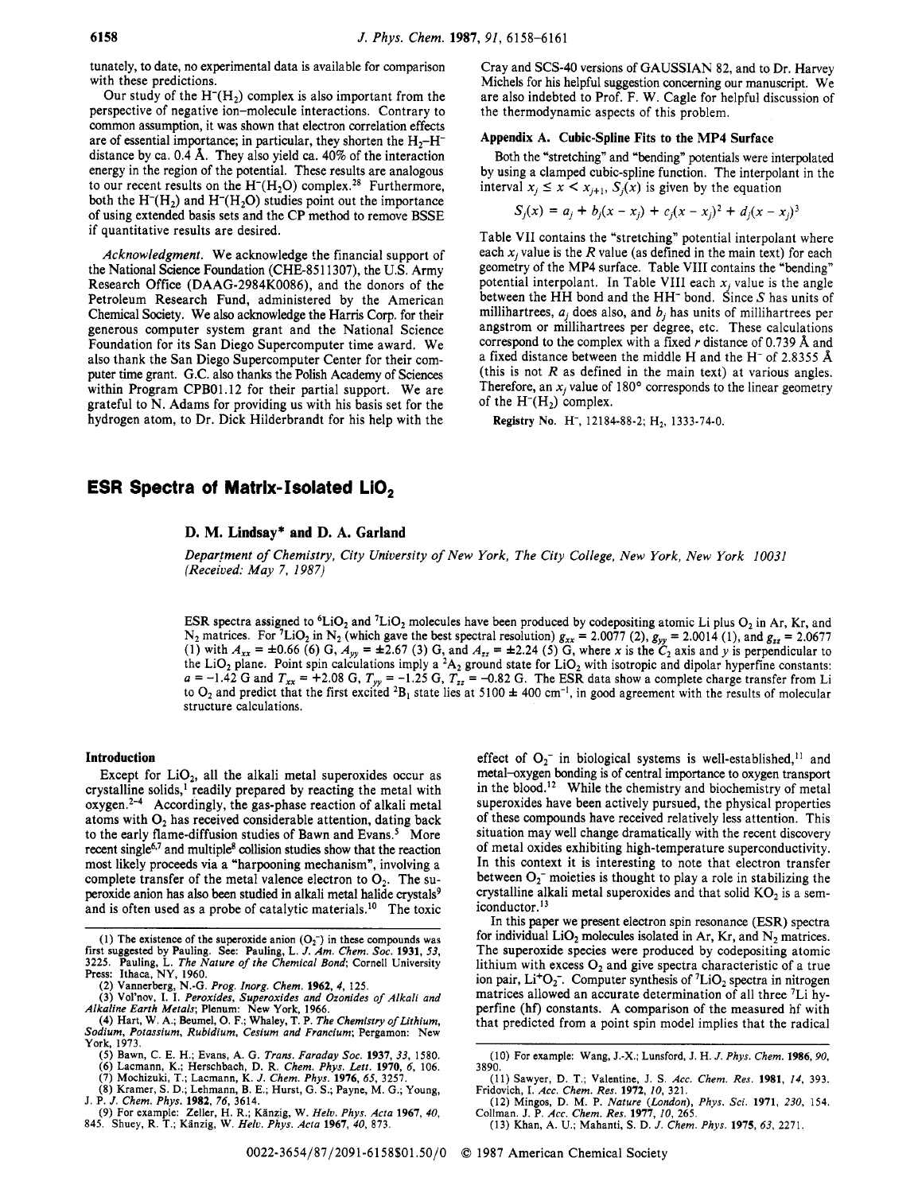tunately, to date, no experimental data is available for comparison with these predictions.

Our study of the $H^-(H_2)$ complex is also important from the perspective of negative ion–molecule interactions. Contrary to common assumption, it was shown that electron correlation effects are of essential importance; in particular, they shorten the $H_2$–$H^-$ distance by ca. 0.4 Å. They also yield ca. 40% of the interaction energy in the region of the potential. These results are analogous to our recent results on the $H^-(H_2O)$ complex.[28] Furthermore, both the $H^-(H_2)$ and $H^-(H_2O)$ studies point out the importance of using extended basis sets and the CP method to remove BSSE if quantitative results are desired.

*Acknowledgment.* We acknowledge the financial support of the National Science Foundation (CHE-8511307), the U.S. Army Research Office (DAAG-2984K0086), and the donors of the Petroleum Research Fund, administered by the American Chemical Society. We also acknowledge the Harris Corp. for their generous computer system grant and the National Science Foundation for its San Diego Supercomputer time award. We also thank the San Diego Supercomputer Center for their computer time grant. G.C. also thanks the Polish Academy of Sciences within Program CPBO1.12 for their partial support. We are grateful to N. Adams for providing us with his basis set for the hydrogen atom, to Dr. Dick Hilderbrandt for his help with the Cray and SCS-40 versions of GAUSSIAN 82, and to Dr. Harvey Michels for his helpful suggestion concerning our manuscript. We are also indebted to Prof. F. W. Cagle for helpful discussion of the thermodynamic aspects of this problem.

### Appendix A. Cubic-Spline Fits to the MP4 Surface

Both the "stretching" and "bending" potentials were interpolated by using a clamped cubic-spline function. The interpolant in the interval $x_j \leq x < x_{j+1}$, $S_j(x)$ is given by the equation

$$S_j(x) = a_j + b_j(x - x_j) + c_j(x - x_j)^2 + d_j(x - x_j)^3$$

Table VII contains the "stretching" potential interpolant where each $x_j$ value is the $R$ value (as defined in the main text) for each geometry of the MP4 surface. Table VIII contains the "bending" potential interpolant. In Table VIII each $x_j$ value is the angle between the HH bond and the HH$^-$ bond. Since $S$ has units of millihartrees, $a_j$ does also, and $b_j$ has units of millihartrees per angstrom or millihartrees per degree, etc. These calculations correspond to the complex with a fixed $r$ distance of 0.739 Å and a fixed distance between the middle H and the $H^-$ of 2.8355 Å (this is not $R$ as defined in the main text) at various angles. Therefore, an $x_j$ value of 180° corresponds to the linear geometry of the $H^-(H_2)$ complex.

**Registry No.** $H^-$, 12184-88-2; $H_2$, 1333-74-0.

# ESR Spectra of Matrix-Isolated $LiO_2$

**D. M. Lindsay\* and D. A. Garland**

*Department of Chemistry, City University of New York, The City College, New York, New York 10031 (Received: May 7, 1987)*

ESR spectra assigned to $^6LiO_2$ and $^7LiO_2$ molecules have been produced by codepositing atomic Li plus $O_2$ in Ar, Kr, and $N_2$ matrices. For $^7LiO_2$ in $N_2$ (which gave the best spectral resolution) $g_{xx} = 2.0077$ (2), $g_{yy} = 2.0014$ (1), and $g_{zz} = 2.0677$ (1) with $A_{xx} = \pm 0.66$ (6) G, $A_{yy} = \pm 2.67$ (3) G, and $A_{zz} = \pm 2.24$ (5) G, where $x$ is the $C_2$ axis and $y$ is perpendicular to the $LiO_2$ plane. Point spin calculations imply a $^2A_2$ ground state for $LiO_2$ with isotropic and dipolar hyperfine constants: $a = -1.42$ G and $T_{xx} = +2.08$ G, $T_{yy} = -1.25$ G, $T_{zz} = -0.82$ G. The ESR data show a complete charge transfer from Li to $O_2$ and predict that the first excited $^2B_1$ state lies at 5100 ± 400 cm$^{-1}$, in good agreement with the results of molecular structure calculations.

## Introduction

Except for $LiO_2$, all the alkali metal superoxides occur as crystalline solids,[1] readily prepared by reacting the metal with oxygen.[2-4] Accordingly, the gas-phase reaction of alkali metal atoms with $O_2$ has received considerable attention, dating back to the early flame-diffusion studies of Bawn and Evans.[5] More recent single[6,7] and multiple[8] collision studies show that the reaction most likely proceeds via a "harpooning mechanism", involving a complete transfer of the metal valence electron to $O_2$. The superoxide anion has also been studied in alkali metal halide crystals[9] and is often used as a probe of catalytic materials.[10] The toxic effect of $O_2^-$ in biological systems is well-established,[11] and metal–oxygen bonding is of central importance to oxygen transport in the blood.[12] While the chemistry and biochemistry of metal superoxides have been actively pursued, the physical properties of these compounds have received relatively less attention. This situation may well change dramatically with the recent discovery of metal oxides exhibiting high-temperature superconductivity. In this context it is interesting to note that electron transfer between $O_2^-$ moieties is thought to play a role in stabilizing the crystalline alkali metal superoxides and that solid $KO_2$ is a semiconductor.[13]

In this paper we present electron spin resonance (ESR) spectra for individual $LiO_2$ molecules isolated in Ar, Kr, and $N_2$ matrices. The superoxide species were produced by codepositing atomic lithium with excess $O_2$ and give spectra characteristic of a true ion pair, $Li^+O_2^-$. Computer synthesis of $^7LiO_2$ spectra in nitrogen matrices allowed an accurate determination of all three $^7Li$ hyperfine (hf) constants. A comparison of the measured hf with that predicted from a point spin model implies that the radical

(1) The existence of the superoxide anion ($O_2^-$) in these compounds was first suggested by Pauling. See: Pauling, L. *J. Am. Chem. Soc.* **1931**, *53*, 3225. Pauling, L. *The Nature of the Chemical Bond*; Cornell University Press: Ithaca, NY, 1960.
(2) Vannerberg, N.-G. *Prog. Inorg. Chem.* **1962**, *4*, 125.
(3) Vol'nov, I. I. *Peroxides, Superoxides and Ozonides of Alkali and Alkaline Earth Metals*; Plenum: New York, 1966.
(4) Hart, W. A.; Beumel, O. F.; Whaley, T. P. *The Chemistry of Lithium, Sodium, Potassium, Rubidium, Cesium and Francium*; Pergamon: New York, 1973.
(5) Bawn, C. E. H.; Evans, A. G. *Trans. Faraday Soc.* **1937**, *33*, 1580.
(6) Lacmann, K.; Herschbach, D. R. *Chem. Phys. Lett.* **1970**, *6*, 106.
(7) Mochizuki, T.; Lacmann, K. *J. Chem. Phys.* **1976**, *65*, 3257.
(8) Kramer, S. D.; Lehmann, B. E.; Hurst, G. S.; Payne, M. G.; Young, J. P. *J. Chem. Phys.* **1982**, *76*, 3614.
(9) For example: Zeller, H. R.; Känzig, W. *Helv. Phys. Acta* **1967**, *40*, 845. Shuey, R. T.; Känzig, W. *Helv. Phys. Acta* **1967**, *40*, 873.
(10) For example: Wang, J.-X.; Lunsford, J. H. *J. Phys. Chem.* **1986**, *90*, 3890.
(11) Sawyer, D. T.; Valentine, J. S. *Acc. Chem. Res.* **1981**, *14*, 393. Fridovich, I. *Acc. Chem. Res.* **1972**, *10*, 321.
(12) Mingos, D. M. P. *Nature (London), Phys. Sci.* **1971**, *230*, 154. Collman, J. P. *Acc. Chem. Res.* **1977**, *10*, 265.
(13) Khan, A. U.; Mahanti, S. D. *J. Chem. Phys.* **1975**, *63*, 2271.

0022-3654/87/2091-6158$01.50/0 © 1987 American Chemical Society